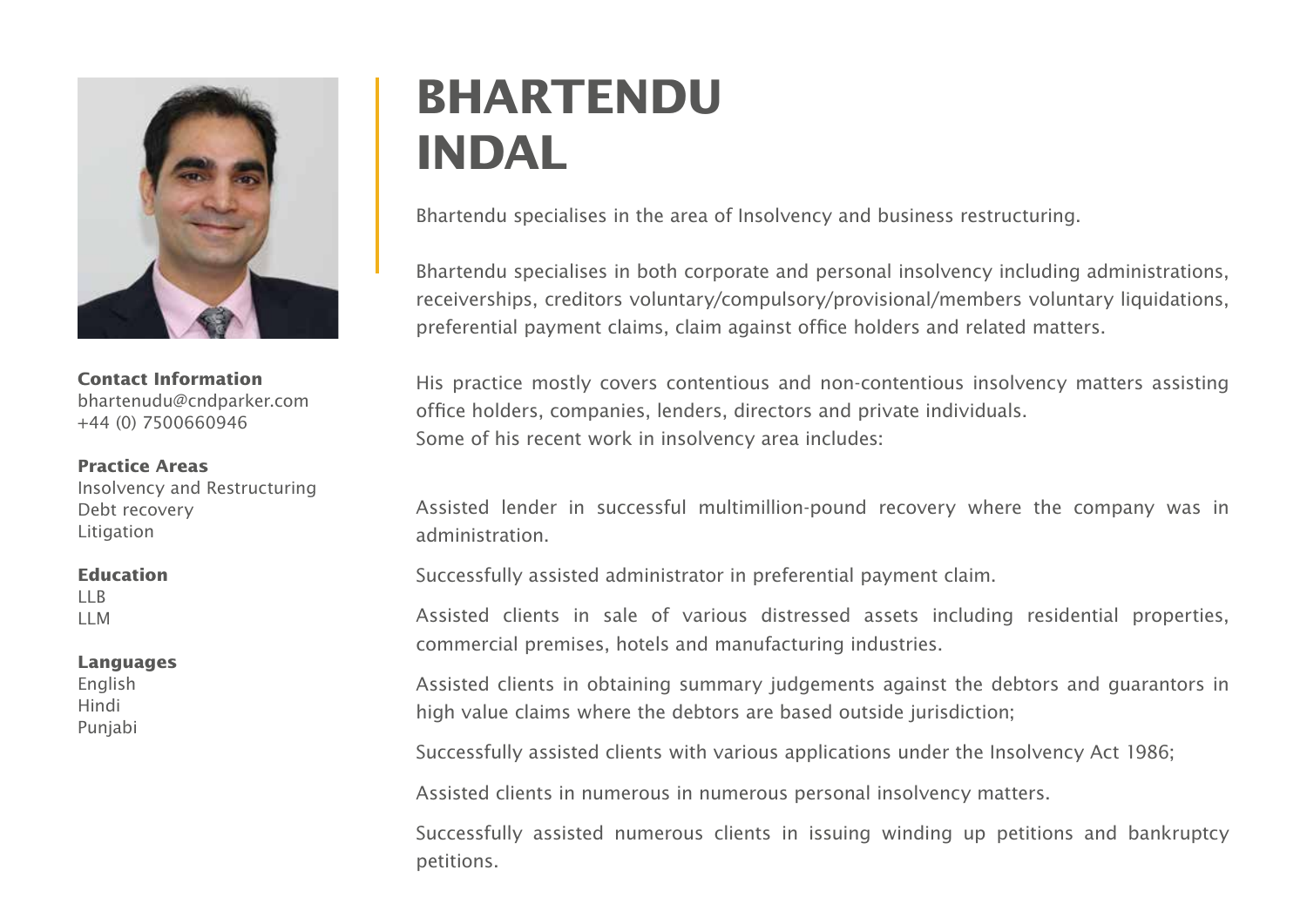# BHARTENDU INDAL

**Contact Information**
bhartenudu@cndparker.com
+44 (0) 7500660946

**Practice Areas**
Insolvency and Restructuring
Debt recovery
Litigation

**Education**
LLB
LLM

**Languages**
English
Hindi
Punjabi

Bhartendu specialises in the area of Insolvency and business restructuring.

Bhartendu specialises in both corporate and personal insolvency including administrations, receiverships, creditors voluntary/compulsory/provisional/members voluntary liquidations, preferential payment claims, claim against office holders and related matters.

His practice mostly covers contentious and non-contentious insolvency matters assisting office holders, companies, lenders, directors and private individuals.
Some of his recent work in insolvency area includes:

Assisted lender in successful multimillion-pound recovery where the company was in administration.

Successfully assisted administrator in preferential payment claim.

Assisted clients in sale of various distressed assets including residential properties, commercial premises, hotels and manufacturing industries.

Assisted clients in obtaining summary judgements against the debtors and guarantors in high value claims where the debtors are based outside jurisdiction;

Successfully assisted clients with various applications under the Insolvency Act 1986;

Assisted clients in numerous in numerous personal insolvency matters.

Successfully assisted numerous clients in issuing winding up petitions and bankruptcy petitions.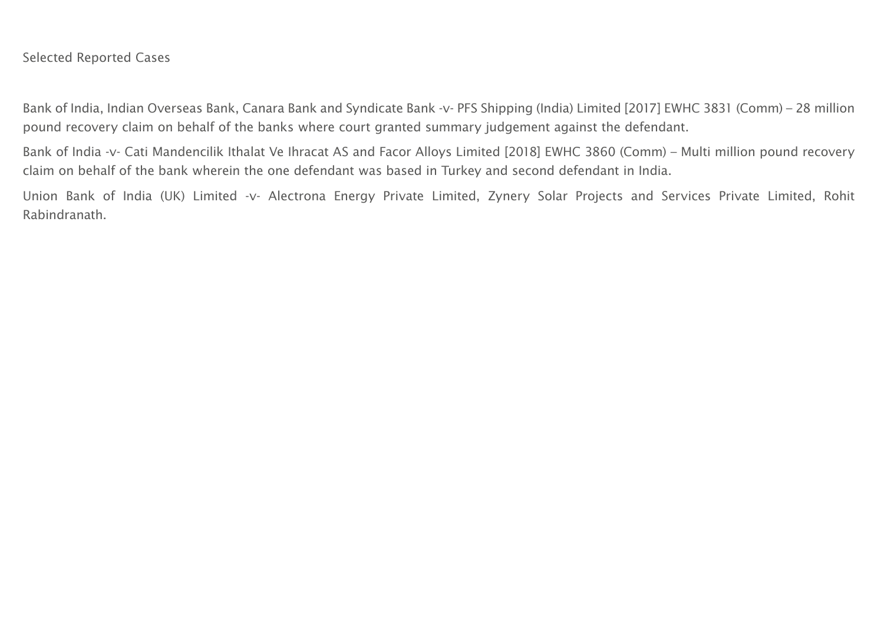Selected Reported Cases

Bank of India, Indian Overseas Bank, Canara Bank and Syndicate Bank -v- PFS Shipping (India) Limited [2017] EWHC 3831 (Comm) – 28 million pound recovery claim on behalf of the banks where court granted summary judgement against the defendant.

Bank of India -v- Cati Mandencilik Ithalat Ve Ihracat AS and Facor Alloys Limited [2018] EWHC 3860 (Comm) – Multi million pound recovery claim on behalf of the bank wherein the one defendant was based in Turkey and second defendant in India.

Union Bank of India (UK) Limited -v- Alectrona Energy Private Limited, Zynery Solar Projects and Services Private Limited, Rohit Rabindranath.